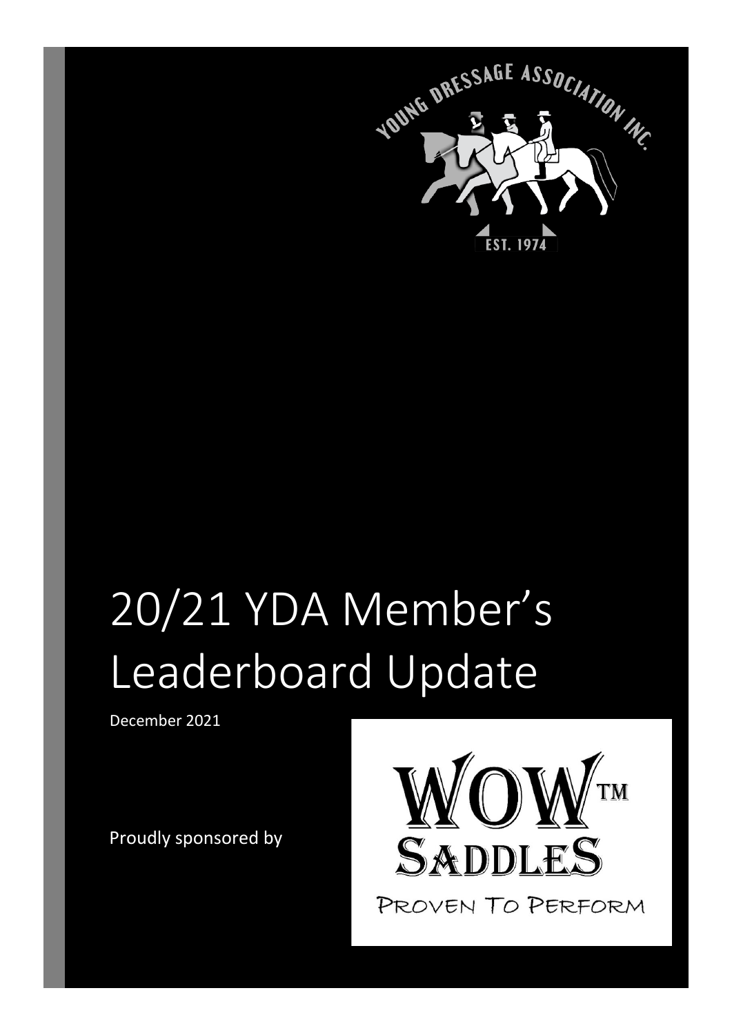# 20/21 YDA Member's Leaderboard Update

December 2021

Proudly sponsored by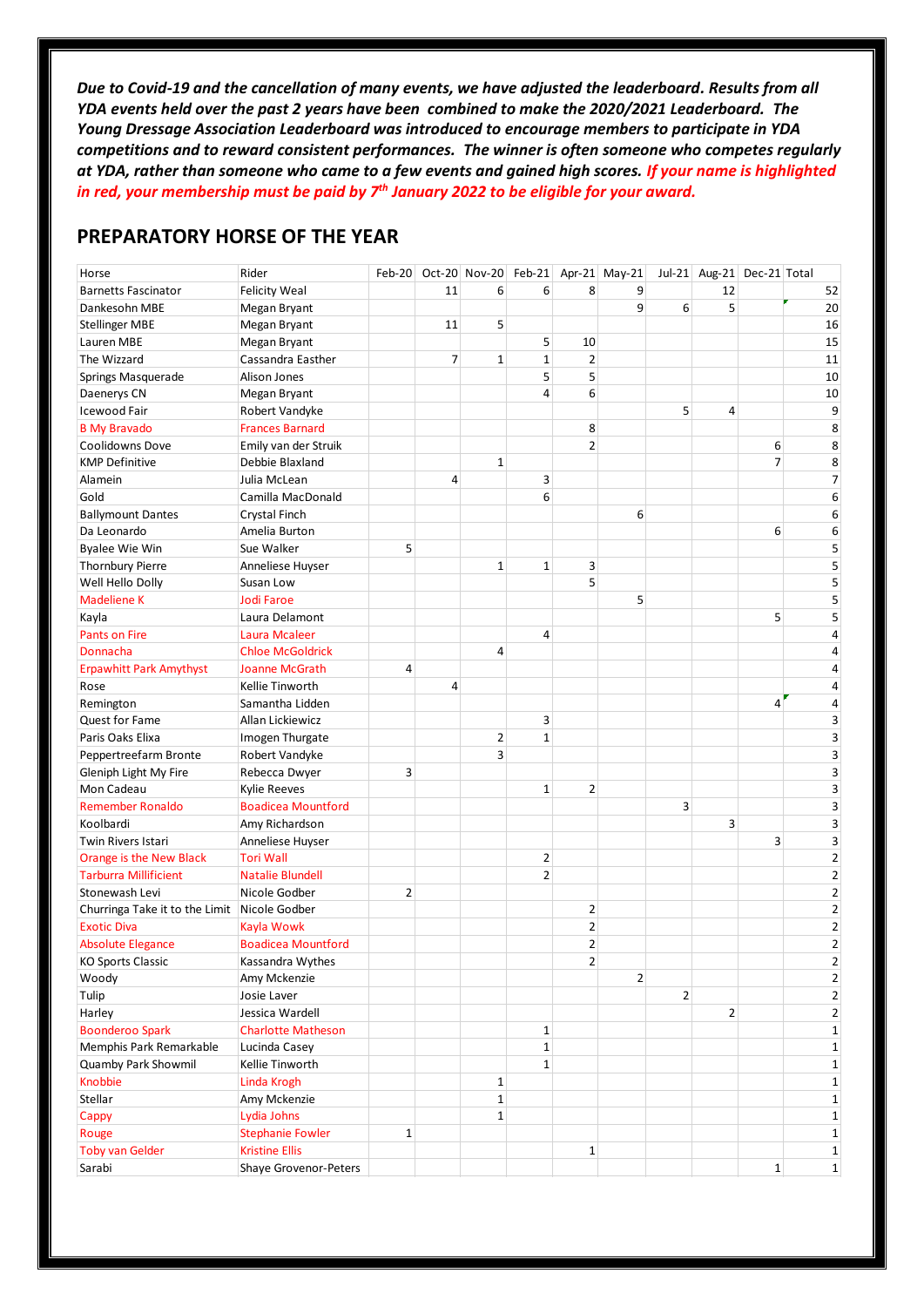***Due to Covid-19 and the cancellation of many events, we have adjusted the leaderboard. Results from all YDA events held over the past 2 years have been combined to make the 2020/2021 Leaderboard. The Young Dressage Association Leaderboard was introduced to encourage members to participate in YDA competitions and to reward consistent performances. The winner is often someone who competes regularly at YDA, rather than someone who came to a few events and gained high scores. If your name is highlighted in red, your membership must be paid by 7th January 2022 to be eligible for your award.***

## PREPARATORY HORSE OF THE YEAR

| Horse | Rider | Feb-20 | Oct-20 | Nov-20 | Feb-21 | Apr-21 | May-21 | Jul-21 | Aug-21 | Dec-21 | Total |
|---|---|---|---|---|---|---|---|---|---|---|---|
| Barnetts Fascinator | Felicity Weal | | 11 | 6 | 6 | 8 | 9 | | 12 | | 52 |
| Dankesohn MBE | Megan Bryant | | | | | | 9 | 6 | 5 | | 20 |
| Stellinger MBE | Megan Bryant | | 11 | 5 | | | | | | | 16 |
| Lauren MBE | Megan Bryant | | | | 5 | 10 | | | | | 15 |
| The Wizzard | Cassandra Easther | | 7 | 1 | 1 | 2 | | | | | 11 |
| Springs Masquerade | Alison Jones | | | | 5 | 5 | | | | | 10 |
| Daenerys CN | Megan Bryant | | | | 4 | 6 | | | | | 10 |
| Icewood Fair | Robert Vandyke | | | | | | | 5 | 4 | | 9 |
| B My Bravado | Frances Barnard | | | | | 8 | | | | | 8 |
| Coolidowns Dove | Emily van der Struik | | | | | 2 | | | | 6 | 8 |
| KMP Definitive | Debbie Blaxland | | | 1 | | | | | | 7 | 8 |
| Alamein | Julia McLean | | 4 | | 3 | | | | | | 7 |
| Gold | Camilla MacDonald | | | | 6 | | | | | | 6 |
| Ballymount Dantes | Crystal Finch | | | | | | 6 | | | | 6 |
| Da Leonardo | Amelia Burton | | | | | | | | | 6 | 6 |
| Byalee Wie Win | Sue Walker | 5 | | | | | | | | | 5 |
| Thornbury Pierre | Anneliese Huyser | | | 1 | 1 | 3 | | | | | 5 |
| Well Hello Dolly | Susan Low | | | | | 5 | | | | | 5 |
| Madeliene K | Jodi Faroe | | | | | | 5 | | | | 5 |
| Kayla | Laura Delamont | | | | | | | | | 5 | 5 |
| Pants on Fire | Laura Mcaleer | | | | 4 | | | | | | 4 |
| Donnacha | Chloe McGoldrick | | | 4 | | | | | | | 4 |
| Erpawhitt Park Amythyst | Joanne McGrath | 4 | | | | | | | | | 4 |
| Rose | Kellie Tinworth | | 4 | | | | | | | | 4 |
| Remington | Samantha Lidden | | | | | | | | | 4 | 4 |
| Quest for Fame | Allan Lickiewicz | | | | 3 | | | | | | 3 |
| Paris Oaks Elixa | Imogen Thurgate | | | 2 | 1 | | | | | | 3 |
| Peppertreefarm Bronte | Robert Vandyke | | | 3 | | | | | | | 3 |
| Gleniph Light My Fire | Rebecca Dwyer | 3 | | | | | | | | | 3 |
| Mon Cadeau | Kylie Reeves | | | | 1 | 2 | | | | | 3 |
| Remember Ronaldo | Boadicea Mountford | | | | | | | 3 | | | 3 |
| Koolbardi | Amy Richardson | | | | | | | | 3 | | 3 |
| Twin Rivers Istari | Anneliese Huyser | | | | | | | | | 3 | 3 |
| Orange is the New Black | Tori Wall | | | | 2 | | | | | | 2 |
| Tarburra Millificient | Natalie Blundell | | | | 2 | | | | | | 2 |
| Stonewash Levi | Nicole Godber | 2 | | | | | | | | | 2 |
| Churringa Take it to the Limit | Nicole Godber | | | | | 2 | | | | | 2 |
| Exotic Diva | Kayla Wowk | | | | | 2 | | | | | 2 |
| Absolute Elegance | Boadicea Mountford | | | | | 2 | | | | | 2 |
| KO Sports Classic | Kassandra Wythes | | | | | 2 | | | | | 2 |
| Woody | Amy Mckenzie | | | | | | 2 | | | | 2 |
| Tulip | Josie Laver | | | | | | | 2 | | | 2 |
| Harley | Jessica Wardell | | | | | | | | 2 | | 2 |
| Boonderoo Spark | Charlotte Matheson | | | | 1 | | | | | | 1 |
| Memphis Park Remarkable | Lucinda Casey | | | | 1 | | | | | | 1 |
| Quamby Park Showmil | Kellie Tinworth | | | | 1 | | | | | | 1 |
| Knobbie | Linda Krogh | | | 1 | | | | | | | 1 |
| Stellar | Amy Mckenzie | | | 1 | | | | | | | 1 |
| Cappy | Lydia Johns | | | 1 | | | | | | | 1 |
| Rouge | Stephanie Fowler | 1 | | | | | | | | | 1 |
| Toby van Gelder | Kristine Ellis | | | | | 1 | | | | | 1 |
| Sarabi | Shaye Grovenor-Peters | | | | | | | | | 1 | 1 |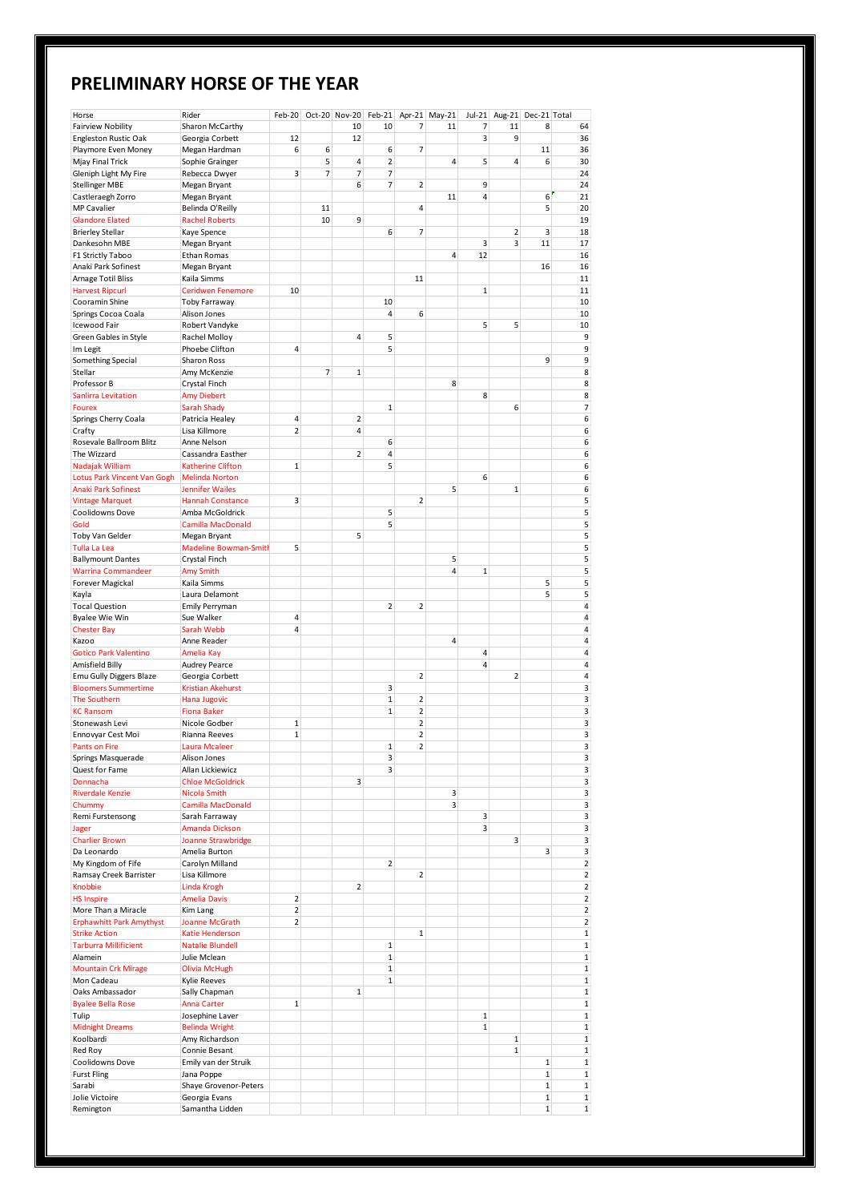# PRELIMINARY HORSE OF THE YEAR

| Horse | Rider | Feb-20 | Oct-20 | Nov-20 | Feb-21 | Apr-21 | May-21 | Jul-21 | Aug-21 | Dec-21 | Total |
|---|---|---|---|---|---|---|---|---|---|---|---|
| Fairview Nobility | Sharon McCarthy | | | 10 | 10 | 7 | 11 | 7 | 11 | 8 | 64 |
| Engleston Rustic Oak | Georgia Corbett | 12 | | 12 | | | | 3 | 9 | | 36 |
| Playmore Even Money | Megan Hardman | 6 | 6 | | 6 | 7 | | | | 11 | 36 |
| Mjay Final Trick | Sophie Grainger | | 5 | 4 | 2 | | 4 | 5 | 4 | 6 | 30 |
| Gleniph Light My Fire | Rebecca Dwyer | 3 | 7 | 7 | 7 | | | | | | 24 |
| Stellinger MBE | Megan Bryant | | | 6 | 7 | 2 | | 9 | | | 24 |
| Castleraegh Zorro | Megan Bryant | | | | | | 11 | 4 | | 6 | 21 |
| MP Cavalier | Belinda O'Reilly | | 11 | | | 4 | | | | 5 | 20 |
| Glandore Elated | Rachel Roberts | | 10 | 9 | | | | | | | 19 |
| Brierley Stellar | Kaye Spence | | | | 6 | 7 | | | 2 | 3 | 18 |
| Dankesohn MBE | Megan Bryant | | | | | | | 3 | 3 | 11 | 17 |
| F1 Strictly Taboo | Ethan Romas | | | | | | 4 | 12 | | | 16 |
| Anaki Park Sofinest | Megan Bryant | | | | | | | | | 16 | 16 |
| Arnage Totil Bliss | Kaila Simms | | | | | 11 | | | | | 11 |
| Harvest Ripcurl | Ceridwen Fenemore | 10 | | | | | | 1 | | | 11 |
| Cooramin Shine | Toby Farraway | | | | 10 | | | | | | 10 |
| Springs Cocoa Coala | Alison Jones | | | | 4 | 6 | | | | | 10 |
| Icewood Fair | Robert Vandyke | | | | | | | 5 | 5 | | 10 |
| Green Gables in Style | Rachel Molloy | | | 4 | 5 | | | | | | 9 |
| Im Legit | Phoebe Clifton | 4 | | | 5 | | | | | | 9 |
| Something Special | Sharon Ross | | | | | | | | | 9 | 9 |
| Stellar | Amy McKenzie | | 7 | 1 | | | | | | | 8 |
| Professor B | Crystal Finch | | | | | | 8 | | | | 8 |
| Sanlirra Levitation | Amy Diebert | | | | | | | 8 | | | 8 |
| Fourex | Sarah Shady | | | | 1 | | | | 6 | | 7 |
| Springs Cherry Coala | Patricia Healey | 4 | | 2 | | | | | | | 6 |
| Crafty | Lisa Killmore | 2 | | 4 | | | | | | | 6 |
| Rosevale Ballroom Blitz | Anne Nelson | | | | 6 | | | | | | 6 |
| The Wizzard | Cassandra Easther | | | 2 | 4 | | | | | | 6 |
| Nadajak William | Katherine Clifton | 1 | | | 5 | | | | | | 6 |
| Lotus Park Vincent Van Gogh | Melinda Norton | | | | | | | 6 | | | 6 |
| Anaki Park Sofinest | Jennifer Wailes | | | | | | 5 | | 1 | | 6 |
| Vintage Marquet | Hannah Constance | 3 | | | | 2 | | | | | 5 |
| Coolidowns Dove | Amba McGoldrick | | | | 5 | | | | | | 5 |
| Gold | Camilla MacDonald | | | | 5 | | | | | | 5 |
| Toby Van Gelder | Megan Bryant | | | 5 | | | | | | | 5 |
| Tulla La Lea | Madeline Bowman-Smith | 5 | | | | | | | | | 5 |
| Ballymount Dantes | Crystal Finch | | | | | | 5 | | | | 5 |
| Warrina Commandeer | Amy Smith | | | | | | 4 | 1 | | | 5 |
| Forever Magickal | Kaila Simms | | | | | | | | | 5 | 5 |
| Kayla | Laura Delamont | | | | | | | | | 5 | 5 |
| Tocal Question | Emily Perryman | | | | 2 | 2 | | | | | 4 |
| Byalee Wie Win | Sue Walker | 4 | | | | | | | | | 4 |
| Chester Bay | Sarah Webb | 4 | | | | | | | | | 4 |
| Kazoo | Anne Reader | | | | | | 4 | | | | 4 |
| Gotico Park Valentino | Amelia Kay | | | | | | | 4 | | | 4 |
| Amisfield Billy | Audrey Pearce | | | | | | | 4 | | | 4 |
| Emu Gully Diggers Blaze | Georgia Corbett | | | | | 2 | | | 2 | | 4 |
| Bloomers Summertime | Kristian Akehurst | | | | 3 | | | | | | 3 |
| The Southern | Hana Jugovic | | | | 1 | 2 | | | | | 3 |
| KC Ransom | Fiona Baker | | | | 1 | 2 | | | | | 3 |
| Stonewash Levi | Nicole Godber | 1 | | | | 2 | | | | | 3 |
| Ennovyar Cest Moi | Rianna Reeves | 1 | | | | 2 | | | | | 3 |
| Pants on Fire | Laura Mcaleer | | | | 1 | 2 | | | | | 3 |
| Springs Masquerade | Alison Jones | | | | 3 | | | | | | 3 |
| Quest for Fame | Allan Lickiewicz | | | | 3 | | | | | | 3 |
| Donnacha | Chloe McGoldrick | | | 3 | | | | | | | 3 |
| Riverdale Kenzie | Nicola Smith | | | | | | 3 | | | | 3 |
| Chummy | Camilla MacDonald | | | | | | 3 | | | | 3 |
| Remi Furstensong | Sarah Farraway | | | | | | | 3 | | | 3 |
| Jager | Amanda Dickson | | | | | | | 3 | | | 3 |
| Charlier Brown | Joanne Strawbridge | | | | | | | | 3 | | 3 |
| Da Leonardo | Amelia Burton | | | | | | | | | 3 | 3 |
| My Kingdom of Fife | Carolyn Milland | | | | 2 | | | | | | 2 |
| Ramsay Creek Barrister | Lisa Killmore | | | | | 2 | | | | | 2 |
| Knobbie | Linda Krogh | | | 2 | | | | | | | 2 |
| HS Inspire | Amelia Davis | 2 | | | | | | | | | 2 |
| More Than a Miracle | Kim Lang | 2 | | | | | | | | | 2 |
| Erphawhitt Park Amythyst | Joanne McGrath | 2 | | | | | | | | | 2 |
| Strike Action | Katie Henderson | | | | | 1 | | | | | 1 |
| Tarburra Millificient | Natalie Blundell | | | | 1 | | | | | | 1 |
| Alamein | Julie Mclean | | | | 1 | | | | | | 1 |
| Mountain Crk Mirage | Olivia McHugh | | | | 1 | | | | | | 1 |
| Mon Cadeau | Kylie Reeves | | | | 1 | | | | | | 1 |
| Oaks Ambassador | Sally Chapman | | | 1 | | | | | | | 1 |
| Byalee Bella Rose | Anna Carter | 1 | | | | | | | | | 1 |
| Tulip | Josephine Laver | | | | | | | 1 | | | 1 |
| Midnight Dreams | Belinda Wright | | | | | | | 1 | | | 1 |
| Koolbardi | Amy Richardson | | | | | | | | 1 | | 1 |
| Red Roy | Connie Besant | | | | | | | | 1 | | 1 |
| Coolidowns Dove | Emily van der Struik | | | | | | | | | 1 | 1 |
| Furst Fling | Jana Poppe | | | | | | | | | 1 | 1 |
| Sarabi | Shaye Grovenor-Peters | | | | | | | | | 1 | 1 |
| Jolie Victoire | Georgia Evans | | | | | | | | | 1 | 1 |
| Remington | Samantha Lidden | | | | | | | | | 1 | 1 |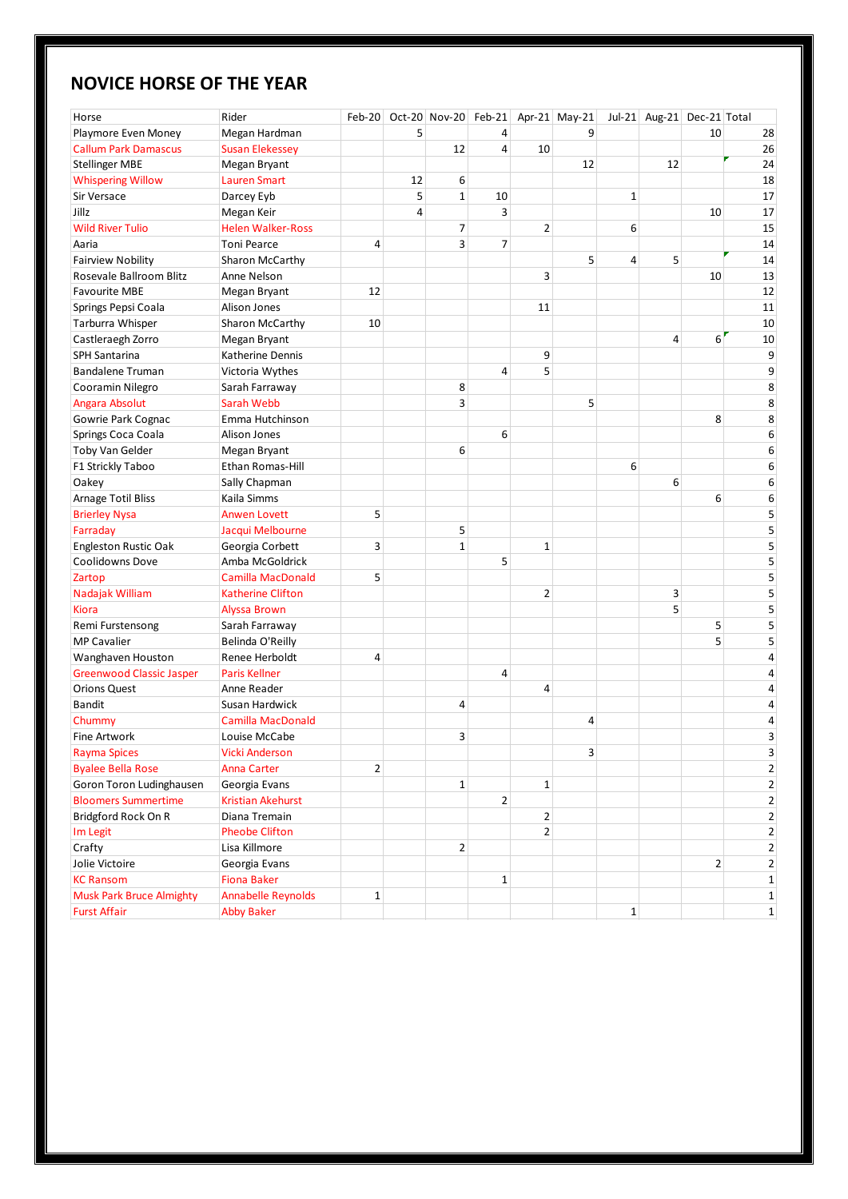# NOVICE HORSE OF THE YEAR

| Horse | Rider | Feb-20 | Oct-20 | Nov-20 | Feb-21 | Apr-21 | May-21 | Jul-21 | Aug-21 | Dec-21 | Total |
|---|---|---|---|---|---|---|---|---|---|---|---|
| Playmore Even Money | Megan Hardman | | 5 | | 4 | | 9 | | | 10 | 28 |
| Callum Park Damascus | Susan Elekessey | | | 12 | 4 | 10 | | | | | 26 |
| Stellinger MBE | Megan Bryant | | | | | | 12 | | 12 | | 24 |
| Whispering Willow | Lauren Smart | | 12 | 6 | | | | | | | 18 |
| Sir Versace | Darcey Eyb | | 5 | 1 | 10 | | | 1 | | | 17 |
| Jillz | Megan Keir | | 4 | | 3 | | | | | 10 | 17 |
| Wild River Tulio | Helen Walker-Ross | | | 7 | | 2 | | 6 | | | 15 |
| Aaria | Toni Pearce | 4 | | 3 | 7 | | | | | | 14 |
| Fairview Nobility | Sharon McCarthy | | | | | | 5 | 4 | 5 | | 14 |
| Rosevale Ballroom Blitz | Anne Nelson | | | | | 3 | | | | 10 | 13 |
| Favourite MBE | Megan Bryant | 12 | | | | | | | | | 12 |
| Springs Pepsi Coala | Alison Jones | | | | | 11 | | | | | 11 |
| Tarburra Whisper | Sharon McCarthy | 10 | | | | | | | | | 10 |
| Castleraegh Zorro | Megan Bryant | | | | | | | | 4 | 6 | 10 |
| SPH Santarina | Katherine Dennis | | | | | 9 | | | | | 9 |
| Bandalene Truman | Victoria Wythes | | | | 4 | 5 | | | | | 9 |
| Cooramin Nilegro | Sarah Farraway | | | 8 | | | | | | | 8 |
| Angara Absolut | Sarah Webb | | | 3 | | | 5 | | | | 8 |
| Gowrie Park Cognac | Emma Hutchinson | | | | | | | | | 8 | 8 |
| Springs Coca Coala | Alison Jones | | | | 6 | | | | | | 6 |
| Toby Van Gelder | Megan Bryant | | | 6 | | | | | | | 6 |
| F1 Strickly Taboo | Ethan Romas-Hill | | | | | | | 6 | | | 6 |
| Oakey | Sally Chapman | | | | | | | | 6 | | 6 |
| Arnage Totil Bliss | Kaila Simms | | | | | | | | | 6 | 6 |
| Brierley Nysa | Anwen Lovett | 5 | | | | | | | | | 5 |
| Farraday | Jacqui Melbourne | | | 5 | | | | | | | 5 |
| Engleston Rustic Oak | Georgia Corbett | 3 | | 1 | | 1 | | | | | 5 |
| Coolidowns Dove | Amba McGoldrick | | | | 5 | | | | | | 5 |
| Zartop | Camilla MacDonald | 5 | | | | | | | | | 5 |
| Nadajak William | Katherine Clifton | | | | | 2 | | | 3 | | 5 |
| Kiora | Alyssa Brown | | | | | | | | 5 | | 5 |
| Remi Furstensong | Sarah Farraway | | | | | | | | | 5 | 5 |
| MP Cavalier | Belinda O'Reilly | | | | | | | | | 5 | 5 |
| Wanghaven Houston | Renee Herboldt | 4 | | | | | | | | | 4 |
| Greenwood Classic Jasper | Paris Kellner | | | | 4 | | | | | | 4 |
| Orions Quest | Anne Reader | | | | | 4 | | | | | 4 |
| Bandit | Susan Hardwick | | | 4 | | | | | | | 4 |
| Chummy | Camilla MacDonald | | | | | | 4 | | | | 4 |
| Fine Artwork | Louise McCabe | | | 3 | | | | | | | 3 |
| Rayma Spices | Vicki Anderson | | | | | | 3 | | | | 3 |
| Byalee Bella Rose | Anna Carter | 2 | | | | | | | | | 2 |
| Goron Toron Ludinghausen | Georgia Evans | | | 1 | | 1 | | | | | 2 |
| Bloomers Summertime | Kristian Akehurst | | | | 2 | | | | | | 2 |
| Bridgford Rock On R | Diana Tremain | | | | | 2 | | | | | 2 |
| Im Legit | Pheobe Clifton | | | | | 2 | | | | | 2 |
| Crafty | Lisa Killmore | | | 2 | | | | | | | 2 |
| Jolie Victoire | Georgia Evans | | | | | | | | | 2 | 2 |
| KC Ransom | Fiona Baker | | | | 1 | | | | | | 1 |
| Musk Park Bruce Almighty | Annabelle Reynolds | 1 | | | | | | | | | 1 |
| Furst Affair | Abby Baker | | | | | | | 1 | | | 1 |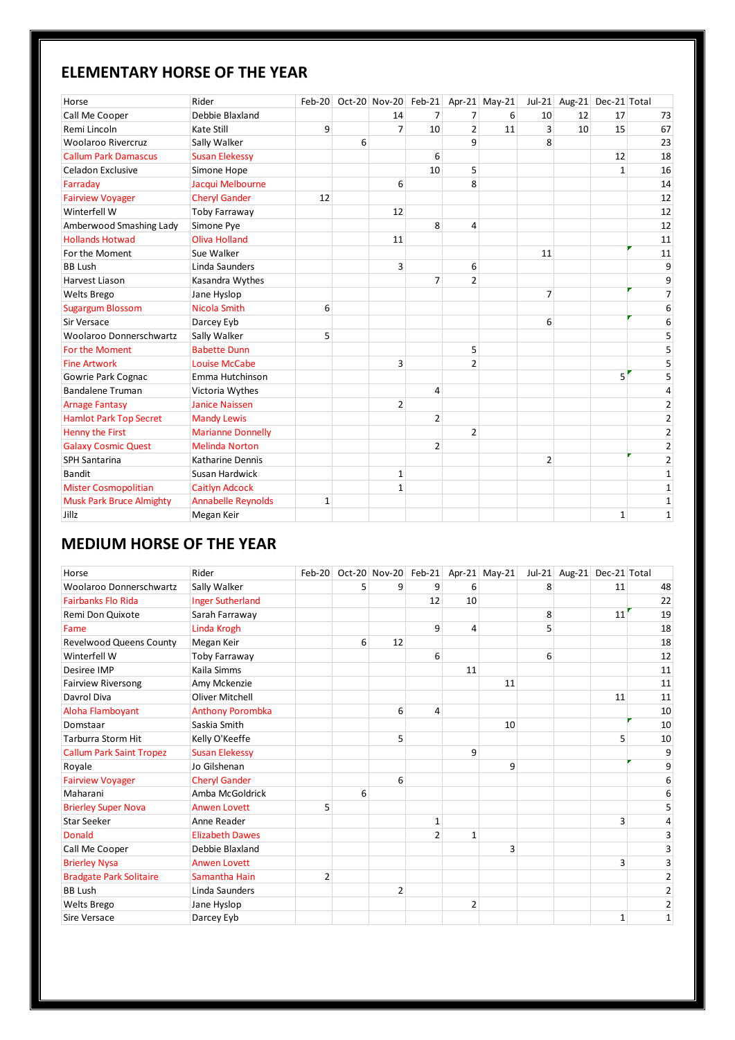## ELEMENTARY HORSE OF THE YEAR

| Horse | Rider | Feb-20 | Oct-20 | Nov-20 | Feb-21 | Apr-21 | May-21 | Jul-21 | Aug-21 | Dec-21 | Total |
|---|---|---|---|---|---|---|---|---|---|---|---|
| Call Me Cooper | Debbie Blaxland | | | 14 | 7 | 7 | 6 | 10 | 12 | 17 | 73 |
| Remi Lincoln | Kate Still | 9 | | 7 | 10 | 2 | 11 | 3 | 10 | 15 | 67 |
| Woolaroo Rivercruz | Sally Walker | | 6 | | | 9 | | 8 | | | 23 |
| Callum Park Damascus | Susan Elekessy | | | | 6 | | | | | 12 | 18 |
| Celadon Exclusive | Simone Hope | | | | 10 | 5 | | | | 1 | 16 |
| Farraday | Jacqui Melbourne | | | 6 | | 8 | | | | | 14 |
| Fairview Voyager | Cheryl Gander | 12 | | | | | | | | | 12 |
| Winterfell W | Toby Farraway | | | 12 | | | | | | | 12 |
| Amberwood Smashing Lady | Simone Pye | | | | 8 | 4 | | | | | 12 |
| Hollands Hotwad | Oliva Holland | | | 11 | | | | | | | 11 |
| For the Moment | Sue Walker | | | | | | | 11 | | | 11 |
| BB Lush | Linda Saunders | | | 3 | | 6 | | | | | 9 |
| Harvest Liason | Kasandra Wythes | | | | 7 | 2 | | | | | 9 |
| Welts Brego | Jane Hyslop | | | | | | | 7 | | | 7 |
| Sugargum Blossom | Nicola Smith | 6 | | | | | | | | | 6 |
| Sir Versace | Darcey Eyb | | | | | | | 6 | | | 6 |
| Woolaroo Donnerschwartz | Sally Walker | 5 | | | | | | | | | 5 |
| For the Moment | Babette Dunn | | | | | 5 | | | | | 5 |
| Fine Artwork | Louise McCabe | | | 3 | | 2 | | | | | 5 |
| Gowrie Park Cognac | Emma Hutchinson | | | | | | | | | 5 | 5 |
| Bandalene Truman | Victoria Wythes | | | | 4 | | | | | | 4 |
| Arnage Fantasy | Janice Naissen | | | 2 | | | | | | | 2 |
| Hamlot Park Top Secret | Mandy Lewis | | | | 2 | | | | | | 2 |
| Henny the First | Marianne Donnelly | | | | | 2 | | | | | 2 |
| Galaxy Cosmic Quest | Melinda Norton | | | | 2 | | | | | | 2 |
| SPH Santarina | Katharine Dennis | | | | | | | 2 | | | 2 |
| Bandit | Susan Hardwick | | | 1 | | | | | | | 1 |
| Mister Cosmopolitian | Caitlyn Adcock | | | 1 | | | | | | | 1 |
| Musk Park Bruce Almighty | Annabelle Reynolds | 1 | | | | | | | | | 1 |
| Jillz | Megan Keir | | | | | | | | | 1 | 1 |

## MEDIUM HORSE OF THE YEAR

| Horse | Rider | Feb-20 | Oct-20 | Nov-20 | Feb-21 | Apr-21 | May-21 | Jul-21 | Aug-21 | Dec-21 | Total |
|---|---|---|---|---|---|---|---|---|---|---|---|
| Woolaroo Donnerschwartz | Sally Walker | | 5 | 9 | 9 | 6 | | 8 | | 11 | 48 |
| Fairbanks Flo Rida | Inger Sutherland | | | | 12 | 10 | | | | | 22 |
| Remi Don Quixote | Sarah Farraway | | | | | | | 8 | | 11 | 19 |
| Fame | Linda Krogh | | | | 9 | 4 | | 5 | | | 18 |
| Revelwood Queens County | Megan Keir | | 6 | 12 | | | | | | | 18 |
| Winterfell W | Toby Farraway | | | | 6 | | | 6 | | | 12 |
| Desiree IMP | Kaila Simms | | | | | 11 | | | | | 11 |
| Fairview Riversong | Amy Mckenzie | | | | | | 11 | | | | 11 |
| Davrol Diva | Oliver Mitchell | | | | | | | | | 11 | 11 |
| Aloha Flamboyant | Anthony Porombka | | | 6 | 4 | | | | | | 10 |
| Domstaar | Saskia Smith | | | | | | 10 | | | | 10 |
| Tarburra Storm Hit | Kelly O'Keeffe | | | 5 | | | | | | 5 | 10 |
| Callum Park Saint Tropez | Susan Elekessy | | | | | 9 | | | | | 9 |
| Royale | Jo Gilshenan | | | | | | 9 | | | | 9 |
| Fairview Voyager | Cheryl Gander | | | 6 | | | | | | | 6 |
| Maharani | Amba McGoldrick | | 6 | | | | | | | | 6 |
| Brierley Super Nova | Anwen Lovett | 5 | | | | | | | | | 5 |
| Star Seeker | Anne Reader | | | | 1 | | | | | 3 | 4 |
| Donald | Elizabeth Dawes | | | | 2 | 1 | | | | | 3 |
| Call Me Cooper | Debbie Blaxland | | | | | | 3 | | | | 3 |
| Brierley Nysa | Anwen Lovett | | | | | | | | | 3 | 3 |
| Bradgate Park Solitaire | Samantha Hain | 2 | | | | | | | | | 2 |
| BB Lush | Linda Saunders | | | 2 | | | | | | | 2 |
| Welts Brego | Jane Hyslop | | | | | 2 | | | | | 2 |
| Sire Versace | Darcey Eyb | | | | | | | | | 1 | 1 |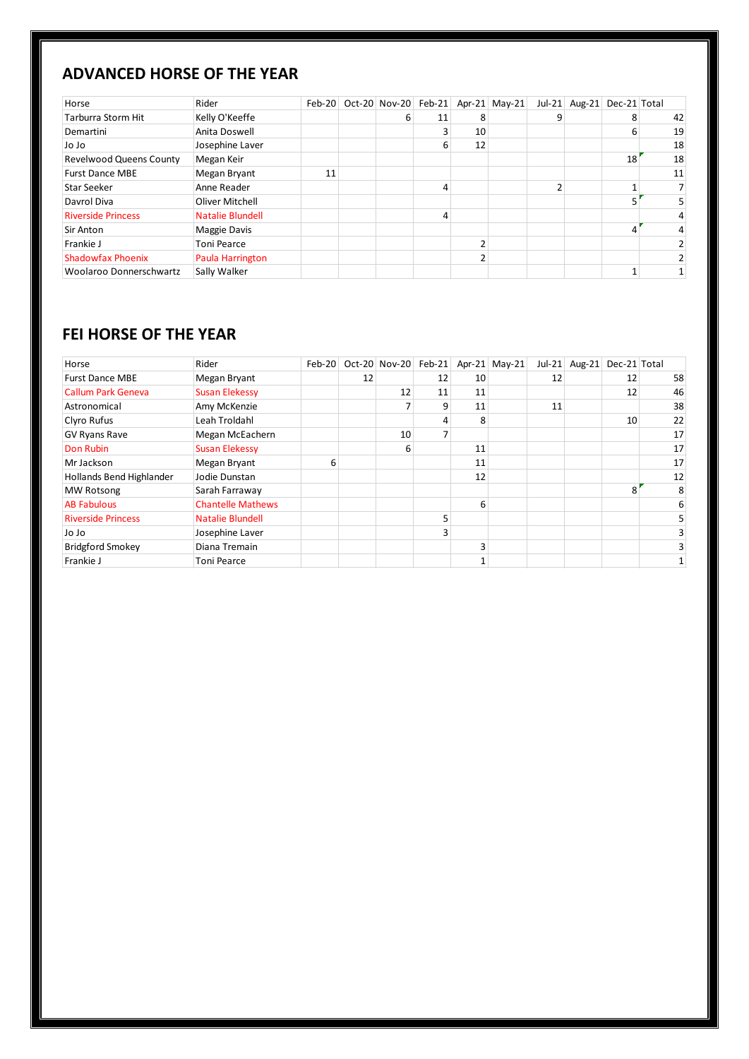## ADVANCED HORSE OF THE YEAR

| Horse | Rider | Feb-20 | Oct-20 | Nov-20 | Feb-21 | Apr-21 | May-21 | Jul-21 | Aug-21 | Dec-21 | Total |
|---|---|---|---|---|---|---|---|---|---|---|---|
| Tarburra Storm Hit | Kelly O'Keeffe | | | 6 | 11 | 8 | | 9 | | 8 | 42 |
| Demartini | Anita Doswell | | | | 3 | 10 | | | | 6 | 19 |
| Jo Jo | Josephine Laver | | | | 6 | 12 | | | | | 18 |
| Revelwood Queens County | Megan Keir | | | | | | | | | 18 | 18 |
| Furst Dance MBE | Megan Bryant | 11 | | | | | | | | | 11 |
| Star Seeker | Anne Reader | | | | 4 | | | 2 | | 1 | 7 |
| Davrol Diva | Oliver Mitchell | | | | | | | | | 5 | 5 |
| Riverside Princess | Natalie Blundell | | | | 4 | | | | | | 4 |
| Sir Anton | Maggie Davis | | | | | | | | | 4 | 4 |
| Frankie J | Toni Pearce | | | | | 2 | | | | | 2 |
| Shadowfax Phoenix | Paula Harrington | | | | | 2 | | | | | 2 |
| Woolaroo Donnerschwartz | Sally Walker | | | | | | | | | 1 | 1 |

## FEI HORSE OF THE YEAR

| Horse | Rider | Feb-20 | Oct-20 | Nov-20 | Feb-21 | Apr-21 | May-21 | Jul-21 | Aug-21 | Dec-21 | Total |
|---|---|---|---|---|---|---|---|---|---|---|---|
| Furst Dance MBE | Megan Bryant | | 12 | | 12 | 10 | | 12 | | 12 | 58 |
| Callum Park Geneva | Susan Elekessy | | | 12 | 11 | 11 | | | | 12 | 46 |
| Astronomical | Amy McKenzie | | | 7 | 9 | 11 | | 11 | | | 38 |
| Clyro Rufus | Leah Troldahl | | | | 4 | 8 | | | | 10 | 22 |
| GV Ryans Rave | Megan McEachern | | | 10 | 7 | | | | | | 17 |
| Don Rubin | Susan Elekessy | | | 6 | | 11 | | | | | 17 |
| Mr Jackson | Megan Bryant | 6 | | | | 11 | | | | | 17 |
| Hollands Bend Highlander | Jodie Dunstan | | | | | 12 | | | | | 12 |
| MW Rotsong | Sarah Farraway | | | | | | | | | 8 | 8 |
| AB Fabulous | Chantelle Mathews | | | | | 6 | | | | | 6 |
| Riverside Princess | Natalie Blundell | | | | 5 | | | | | | 5 |
| Jo Jo | Josephine Laver | | | | 3 | | | | | | 3 |
| Bridgford Smokey | Diana Tremain | | | | | 3 | | | | | 3 |
| Frankie J | Toni Pearce | | | | | 1 | | | | | 1 |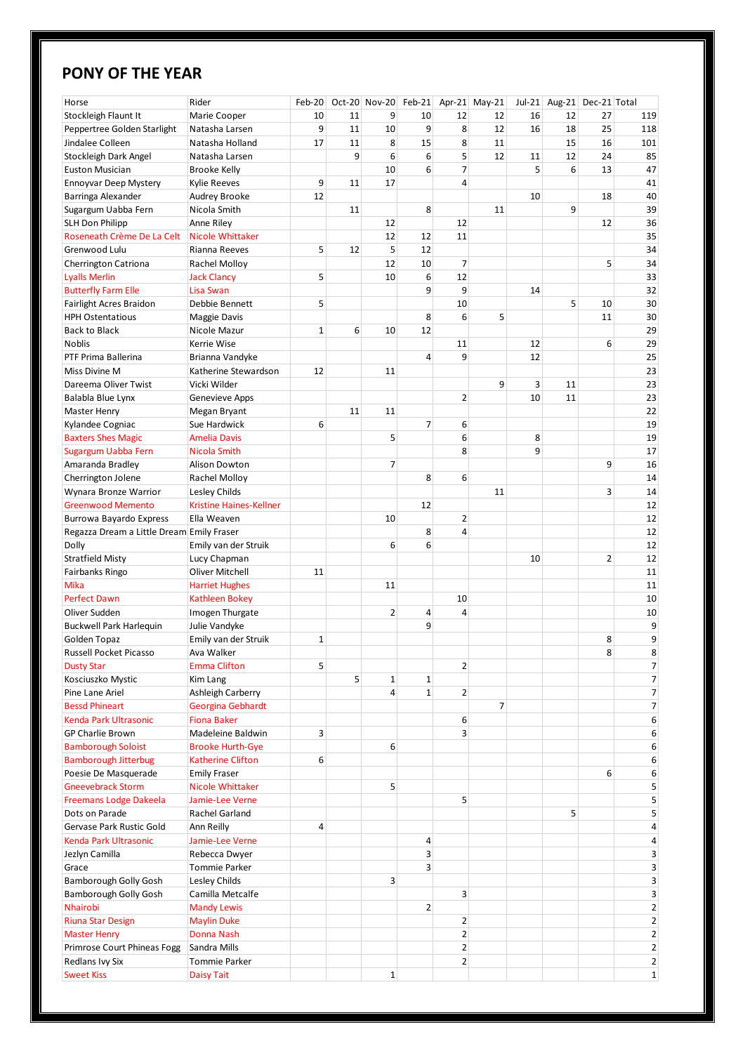# PONY OF THE YEAR

| Horse | Rider | Feb-20 | Oct-20 | Nov-20 | Feb-21 | Apr-21 | May-21 | Jul-21 | Aug-21 | Dec-21 | Total |
|---|---|---|---|---|---|---|---|---|---|---|---|
| Stockleigh Flaunt It | Marie Cooper | 10 | 11 | 9 | 10 | 12 | 12 | 16 | 12 | 27 | 119 |
| Peppertree Golden Starlight | Natasha Larsen | 9 | 11 | 10 | 9 | 8 | 12 | 16 | 18 | 25 | 118 |
| Jindalee Colleen | Natasha Holland | 17 | 11 | 8 | 15 | 8 | 11 | | 15 | 16 | 101 |
| Stockleigh Dark Angel | Natasha Larsen | | 9 | 6 | 6 | 5 | 12 | 11 | 12 | 24 | 85 |
| Euston Musician | Brooke Kelly | | | 10 | 6 | 7 | | 5 | 6 | 13 | 47 |
| Ennoyvar Deep Mystery | Kylie Reeves | 9 | 11 | 17 | | 4 | | | | | 41 |
| Barringa Alexander | Audrey Brooke | 12 | | | | | | 10 | | 18 | 40 |
| Sugargum Uabba Fern | Nicola Smith | | 11 | | 8 | | 11 | | 9 | | 39 |
| SLH Don Philipp | Anne Riley | | | 12 | | 12 | | | | 12 | 36 |
| Roseneath Crème De La Celt | Nicole Whittaker | | | 12 | 12 | 11 | | | | | 35 |
| Grenwood Lulu | Rianna Reeves | 5 | 12 | 5 | 12 | | | | | | 34 |
| Cherrington Catriona | Rachel Molloy | | | 12 | 10 | 7 | | | | 5 | 34 |
| Lyalls Merlin | Jack Clancy | 5 | | 10 | 6 | 12 | | | | | 33 |
| Butterfly Farm Elle | Lisa Swan | | | | 9 | 9 | | 14 | | | 32 |
| Fairlight Acres Braidon | Debbie Bennett | 5 | | | | 10 | | | 5 | 10 | 30 |
| HPH Ostentatious | Maggie Davis | | | | 8 | 6 | 5 | | | 11 | 30 |
| Back to Black | Nicole Mazur | 1 | 6 | 10 | 12 | | | | | | 29 |
| Noblis | Kerrie Wise | | | | | 11 | | 12 | | 6 | 29 |
| PTF Prima Ballerina | Brianna Vandyke | | | | 4 | 9 | | 12 | | | 25 |
| Miss Divine M | Katherine Stewardson | 12 | | 11 | | | | | | | 23 |
| Dareema Oliver Twist | Vicki Wilder | | | | | | 9 | 3 | 11 | | 23 |
| Balabla Blue Lynx | Genevieve Apps | | | | | 2 | | 10 | 11 | | 23 |
| Master Henry | Megan Bryant | | 11 | 11 | | | | | | | 22 |
| Kylandee Cognac | Sue Hardwick | 6 | | | 7 | 6 | | | | | 19 |
| Baxters Shes Magic | Amelia Davis | | | 5 | | 6 | | 8 | | | 19 |
| Sugargum Uabba Fern | Nicola Smith | | | | | 8 | | 9 | | | 17 |
| Amaranda Bradley | Alison Dowton | | | 7 | | | | | | 9 | 16 |
| Cherrington Jolene | Rachel Molloy | | | | 8 | 6 | | | | | 14 |
| Wynara Bronze Warrior | Lesley Childs | | | | | | 11 | | | 3 | 14 |
| Greenwood Memento | Kristine Haines-Kellner | | | | 12 | | | | | | 12 |
| Burrowa Bayardo Express | Ella Weaven | | | 10 | | 2 | | | | | 12 |
| Regazza Dream a Little Dream | Emily Fraser | | | | 8 | 4 | | | | | 12 |
| Dolly | Emily van der Struik | | | 6 | 6 | | | | | | 12 |
| Stratfield Misty | Lucy Chapman | | | | | | | 10 | | 2 | 12 |
| Fairbanks Ringo | Oliver Mitchell | 11 | | | | | | | | | 11 |
| Mika | Harriet Hughes | | | 11 | | | | | | | 11 |
| Perfect Dawn | Kathleen Bokey | | | | | 10 | | | | | 10 |
| Oliver Sudden | Imogen Thurgate | | | 2 | 4 | 4 | | | | | 10 |
| Buckwell Park Harlequin | Julie Vandyke | | | | 9 | | | | | | 9 |
| Golden Topaz | Emily van der Struik | 1 | | | | | | | | 8 | 9 |
| Russell Pocket Picasso | Ava Walker | | | | | | | | | 8 | 8 |
| Dusty Star | Emma Clifton | 5 | | | | 2 | | | | | 7 |
| Kosciuszko Mystic | Kim Lang | | 5 | 1 | 1 | | | | | | 7 |
| Pine Lane Ariel | Ashleigh Carberry | | | 4 | 1 | 2 | | | | | 7 |
| Bessd Phineart | Georgina Gebhardt | | | | | | 7 | | | | 7 |
| Kenda Park Ultrasonic | Fiona Baker | | | | | 6 | | | | | 6 |
| GP Charlie Brown | Madeleine Baldwin | 3 | | | | 3 | | | | | 6 |
| Bamborough Soloist | Brooke Hurth-Gye | | | 6 | | | | | | | 6 |
| Bamborough Jitterbug | Katherine Clifton | 6 | | | | | | | | | 6 |
| Poesie De Masquerade | Emily Fraser | | | | | | | | | 6 | 6 |
| Gneevebrack Storm | Nicole Whittaker | | | 5 | | | | | | | 5 |
| Freemans Lodge Dakeela | Jamie-Lee Verne | | | | | 5 | | | | | 5 |
| Dots on Parade | Rachel Garland | | | | | | | | 5 | | 5 |
| Gervase Park Rustic Gold | Ann Reilly | 4 | | | | | | | | | 4 |
| Kenda Park Ultrasonic | Jamie-Lee Verne | | | | 4 | | | | | | 4 |
| Jezlyn Camilla | Rebecca Dwyer | | | | 3 | | | | | | 3 |
| Grace | Tommie Parker | | | | 3 | | | | | | 3 |
| Bamborough Golly Gosh | Lesley Childs | | | 3 | | | | | | | 3 |
| Bamborough Golly Gosh | Camilla Metcalfe | | | | | 3 | | | | | 3 |
| Nhairobi | Mandy Lewis | | | | 2 | | | | | | 2 |
| Riuna Star Design | Maylin Duke | | | | | 2 | | | | | 2 |
| Master Henry | Donna Nash | | | | | 2 | | | | | 2 |
| Primrose Court Phineas Fogg | Sandra Mills | | | | | 2 | | | | | 2 |
| Redlans Ivy Six | Tommie Parker | | | | | 2 | | | | | 2 |
| Sweet Kiss | Daisy Tait | | | 1 | | | | | | | 1 |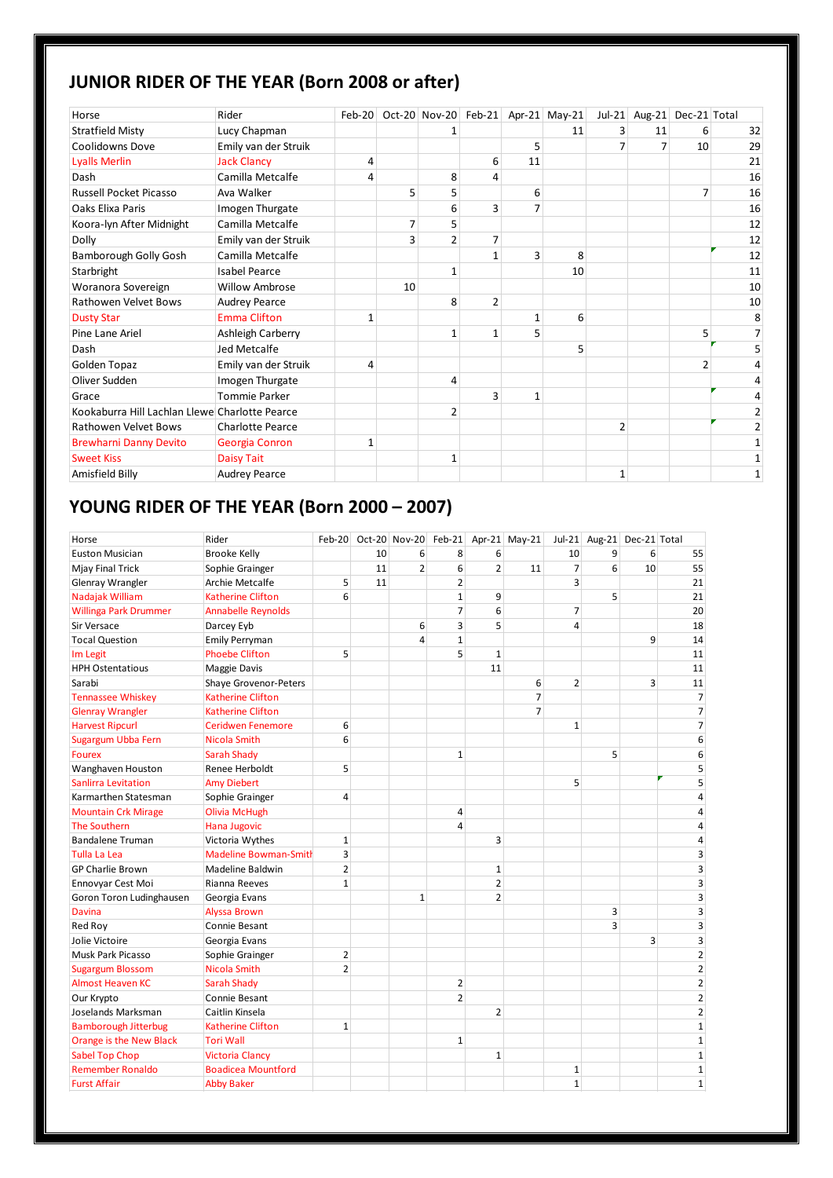# JUNIOR RIDER OF THE YEAR (Born 2008 or after)

| Horse | Rider | Feb-20 | Oct-20 | Nov-20 | Feb-21 | Apr-21 | May-21 | Jul-21 | Aug-21 | Dec-21 | Total |
|---|---|---|---|---|---|---|---|---|---|---|---|
| Stratfield Misty | Lucy Chapman | | | 1 | | | 11 | 3 | 11 | 6 | 32 |
| Coolidowns Dove | Emily van der Struik | | | | | 5 | | 7 | 7 | 10 | 29 |
| Lyalls Merlin | Jack Clancy | 4 | | | 6 | 11 | | | | | 21 |
| Dash | Camilla Metcalfe | 4 | | 8 | 4 | | | | | | 16 |
| Russell Pocket Picasso | Ava Walker | | 5 | 5 | | 6 | | | | 7 | 16 |
| Oaks Elixa Paris | Imogen Thurgate | | | 6 | 3 | 7 | | | | | 16 |
| Koora-lyn After Midnight | Camilla Metcalfe | | 7 | 5 | | | | | | | 12 |
| Dolly | Emily van der Struik | | 3 | 2 | 7 | | | | | | 12 |
| Bamborough Golly Gosh | Camilla Metcalfe | | | | 1 | 3 | 8 | | | | 12 |
| Starbright | Isabel Pearce | | | 1 | | | 10 | | | | 11 |
| Woranora Sovereign | Willow Ambrose | | 10 | | | | | | | | 10 |
| Rathowen Velvet Bows | Audrey Pearce | | | 8 | 2 | | | | | | 10 |
| Dusty Star | Emma Clifton | 1 | | | | 1 | 6 | | | | 8 |
| Pine Lane Ariel | Ashleigh Carberry | | | 1 | 1 | 5 | | | | 5 | 7 |
| Dash | Jed Metcalfe | | | | | | 5 | | | | 5 |
| Golden Topaz | Emily van der Struik | 4 | | | | | | | | 2 | 4 |
| Oliver Sudden | Imogen Thurgate | | | 4 | | | | | | | 4 |
| Grace | Tommie Parker | | | | 3 | 1 | | | | | 4 |
| Kookaburra Hill Lachlan Llewe | Charlotte Pearce | | | 2 | | | | | | | 2 |
| Rathowen Velvet Bows | Charlotte Pearce | | | | | | | 2 | | | 2 |
| Brewharni Danny Devito | Georgia Conron | 1 | | | | | | | | | 1 |
| Sweet Kiss | Daisy Tait | | | 1 | | | | | | | 1 |
| Amisfield Billy | Audrey Pearce | | | | | | | 1 | | | 1 |

# YOUNG RIDER OF THE YEAR (Born 2000 – 2007)

| Horse | Rider | Feb-20 | Oct-20 | Nov-20 | Feb-21 | Apr-21 | May-21 | Jul-21 | Aug-21 | Dec-21 | Total |
|---|---|---|---|---|---|---|---|---|---|---|---|
| Euston Musician | Brooke Kelly | | 10 | 6 | 8 | 6 | | 10 | 9 | 6 | 55 |
| Mjay Final Trick | Sophie Grainger | | 11 | 2 | 6 | 2 | 11 | 7 | 6 | 10 | 55 |
| Glenray Wrangler | Archie Metcalfe | 5 | 11 | | 2 | | | 3 | | | 21 |
| Nadajak William | Katherine Clifton | 6 | | | 1 | 9 | | | 5 | | 21 |
| Willinga Park Drummer | Annabelle Reynolds | | | | 7 | 6 | | 7 | | | 20 |
| Sir Versace | Darcey Eyb | | | 6 | 3 | 5 | | 4 | | | 18 |
| Tocal Question | Emily Perryman | | | 4 | 1 | | | | | 9 | 14 |
| Im Legit | Phoebe Clifton | 5 | | | 5 | 1 | | | | | 11 |
| HPH Ostentatious | Maggie Davis | | | | | 11 | | | | | 11 |
| Sarabi | Shaye Grovenor-Peters | | | | | | 6 | 2 | | 3 | 11 |
| Tennassee Whiskey | Katherine Clifton | | | | | | 7 | | | | 7 |
| Glenray Wrangler | Katherine Clifton | | | | | | 7 | | | | 7 |
| Harvest Ripcurl | Ceridwen Fenemore | 6 | | | | | | 1 | | | 7 |
| Sugargum Ubba Fern | Nicola Smith | 6 | | | | | | | | | 6 |
| Fourex | Sarah Shady | | | | 1 | | | | 5 | | 6 |
| Wanghaven Houston | Renee Herboldt | 5 | | | | | | | | | 5 |
| Sanlirra Levitation | Amy Diebert | | | | | | | 5 | | | 5 |
| Karmarthen Statesman | Sophie Grainger | 4 | | | | | | | | | 4 |
| Mountain Crk Mirage | Olivia McHugh | | | | 4 | | | | | | 4 |
| The Southern | Hana Jugovic | | | | 4 | | | | | | 4 |
| Bandalene Truman | Victoria Wythes | 1 | | | | 3 | | | | | 4 |
| Tulla La Lea | Madeline Bowman-Smith | 3 | | | | | | | | | 3 |
| GP Charlie Brown | Madeline Baldwin | 2 | | | | 1 | | | | | 3 |
| Ennovyar Cest Moi | Rianna Reeves | 1 | | | | 2 | | | | | 3 |
| Goron Toron Ludinghausen | Georgia Evans | | | 1 | | 2 | | | | | 3 |
| Davina | Alyssa Brown | | | | | | | | 3 | | 3 |
| Red Roy | Connie Besant | | | | | | | | 3 | | 3 |
| Jolie Victoire | Georgia Evans | | | | | | | | | 3 | 3 |
| Musk Park Picasso | Sophie Grainger | 2 | | | | | | | | | 2 |
| Sugargum Blossom | Nicola Smith | 2 | | | | | | | | | 2 |
| Almost Heaven KC | Sarah Shady | | | | 2 | | | | | | 2 |
| Our Krypto | Connie Besant | | | | 2 | | | | | | 2 |
| Joselands Marksman | Caitlin Kinsela | | | | | 2 | | | | | 2 |
| Bamborough Jitterbug | Katherine Clifton | 1 | | | | | | | | | 1 |
| Orange is the New Black | Tori Wall | | | | 1 | | | | | | 1 |
| Sabel Top Chop | Victoria Clancy | | | | | 1 | | | | | 1 |
| Remember Ronaldo | Boadicea Mountford | | | | | | | 1 | | | 1 |
| Furst Affair | Abby Baker | | | | | | | 1 | | | 1 |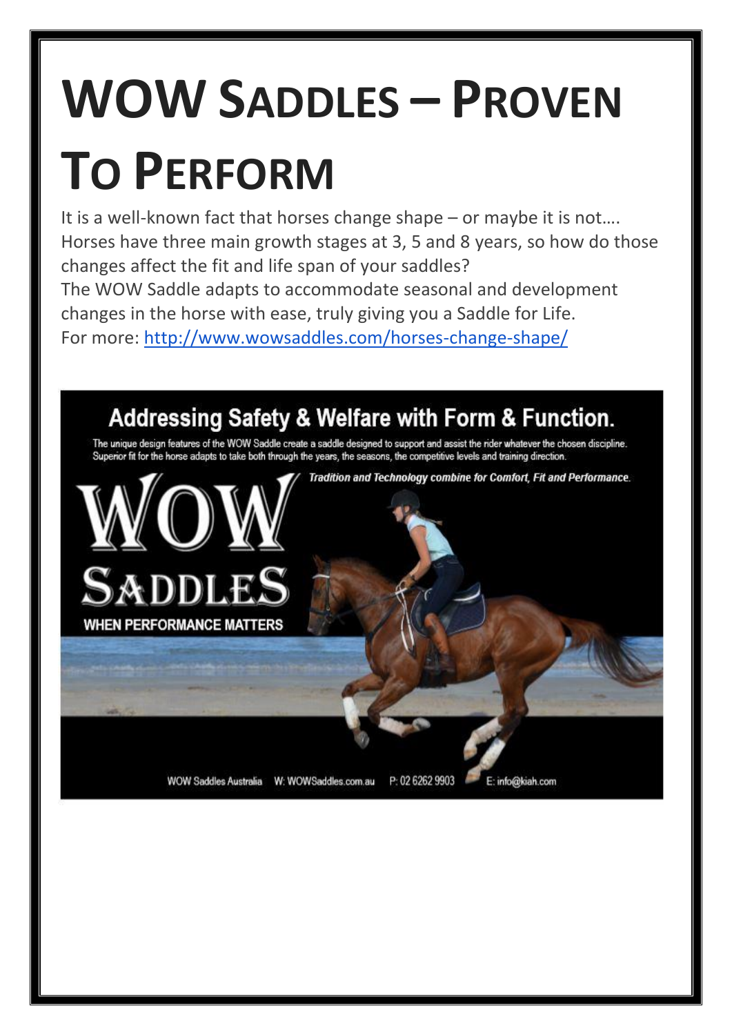# WOW Saddles – Proven To Perform

It is a well-known fact that horses change shape – or maybe it is not…. Horses have three main growth stages at 3, 5 and 8 years, so how do those changes affect the fit and life span of your saddles?
The WOW Saddle adapts to accommodate seasonal and development changes in the horse with ease, truly giving you a Saddle for Life.
For more: http://www.wowsaddles.com/horses-change-shape/

## Addressing Safety & Welfare with Form & Function.

The unique design features of the WOW Saddle create a saddle designed to support and assist the rider whatever the chosen discipline. Superior fit for the horse adapts to take both through the years, the seasons, the competitive levels and training direction.

*Tradition and Technology combine for Comfort, Fit and Performance.*

WOW SADDLES

WHEN PERFORMANCE MATTERS

WOW Saddles Australia W: WOWSaddles.com.au P: 02 6262 9903 E: info@kiah.com